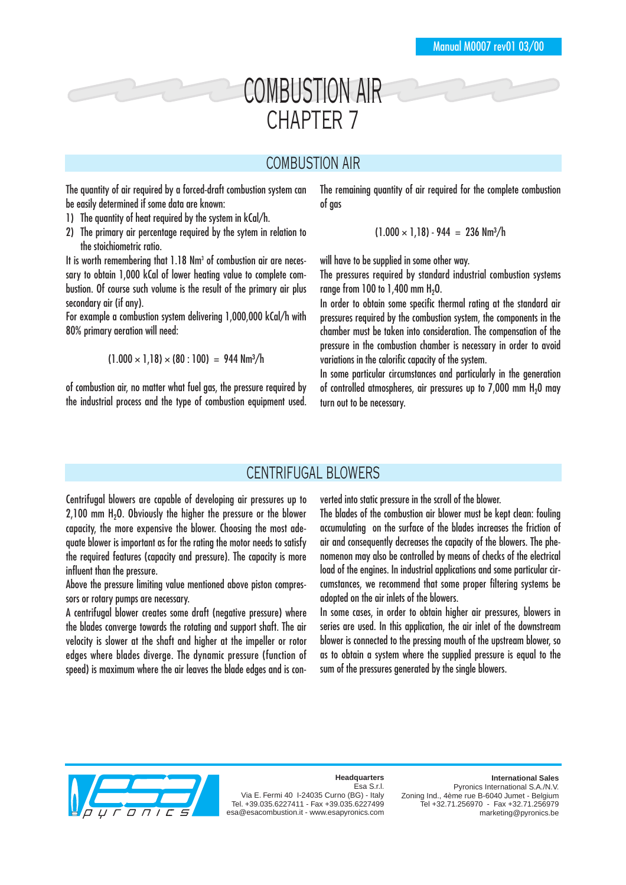# COMBUSTION AIR
## CHAPTER 7

## COMBUSTION AIR

The quantity of air required by a forced-draft combustion system can be easily determined if some data are known:

1) The quantity of heat required by the system in kCal/h.
2) The primary air percentage required by the sytem in relation to the stoichiometric ratio.

It is worth remembering that 1.18 Nm³ of combustion air are necessary to obtain 1,000 kCal of lower heating value to complete combustion. Of course such volume is the result of the primary air plus secondary air (if any).

For example a combustion system delivering 1,000,000 kCal/h with 80% primary aeration will need:

$$(1.000 \times 1{,}18) \times (80 : 100) = 944 \text{ Nm}^3/\text{h}$$

of combustion air, no matter what fuel gas, the pressure required by the industrial process and the type of combustion equipment used.

The remaining quantity of air required for the complete combustion of gas

$$(1.000 \times 1{,}18) - 944 = 236 \text{ Nm}^3/\text{h}$$

will have to be supplied in some other way.

The pressures required by standard industrial combustion systems range from 100 to 1,400 mm $H_2O$.

In order to obtain some specific thermal rating at the standard air pressures required by the combustion system, the components in the chamber must be taken into consideration. The compensation of the pressure in the combustion chamber is necessary in order to avoid variations in the calorific capacity of the system.

In some particular circumstances and particularly in the generation of controlled atmospheres, air pressures up to 7,000 mm $H_2O$ may turn out to be necessary.

## CENTRIFUGAL BLOWERS

Centrifugal blowers are capable of developing air pressures up to 2,100 mm $H_2O$. Obviously the higher the pressure or the blower capacity, the more expensive the blower. Choosing the most adequate blower is important as for the rating the motor needs to satisfy the required features (capacity and pressure). The capacity is more influent than the pressure.

Above the pressure limiting value mentioned above piston compressors or rotary pumps are necessary.

A centrifugal blower creates some draft (negative pressure) where the blades converge towards the rotating and support shaft. The air velocity is slower at the shaft and higher at the impeller or rotor edges where blades diverge. The dynamic pressure (function of speed) is maximum where the air leaves the blade edges and is converted into static pressure in the scroll of the blower.

The blades of the combustion air blower must be kept clean: fouling accumulating on the surface of the blades increases the friction of air and consequently decreases the capacity of the blowers. The phenomenon may also be controlled by means of checks of the electrical load of the engines. In industrial applications and some particular circumstances, we recommend that some proper filtering systems be adopted on the air inlets of the blowers.

In some cases, in order to obtain higher air pressures, blowers in series are used. In this application, the air inlet of the downstream blower is connected to the pressing mouth of the upstream blower, so as to obtain a system where the supplied pressure is equal to the sum of the pressures generated by the single blowers.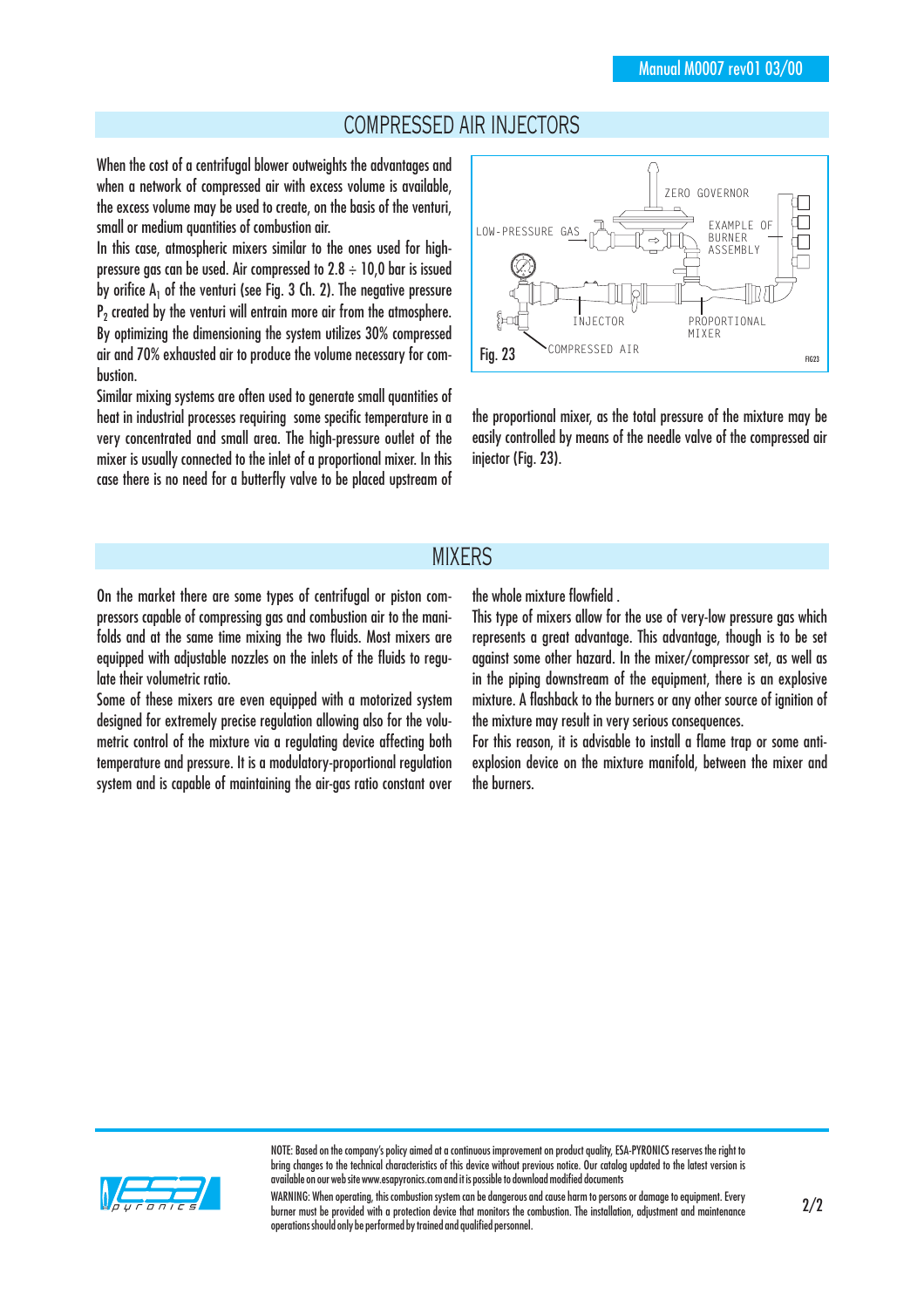## COMPRESSED AIR INJECTORS

When the cost of a centrifugal blower outweights the advantages and when a network of compressed air with excess volume is available, the excess volume may be used to create, on the basis of the venturi, small or medium quantities of combustion air.

In this case, atmospheric mixers similar to the ones used for high-pressure gas can be used. Air compressed to 2.8 ÷ 10,0 bar is issued by orifice $A_1$ of the venturi (see Fig. 3 Ch. 2). The negative pressure $P_2$ created by the venturi will entrain more air from the atmosphere. By optimizing the dimensioning the system utilizes 30% compressed air and 70% exhausted air to produce the volume necessary for combustion.

Similar mixing systems are often used to generate small quantities of heat in industrial processes requiring some specific temperature in a very concentrated and small area. The high-pressure outlet of the mixer is usually connected to the inlet of a proportional mixer. In this case there is no need for a butterfly valve to be placed upstream of the proportional mixer, as the total pressure of the mixture may be easily controlled by means of the needle valve of the compressed air injector (Fig. 23).

ZERO GOVERNOR
LOW-PRESSURE GAS
EXAMPLE OF BURNER ASSEMBLY
INJECTOR
PROPORTIONAL MIXER
COMPRESSED AIR

Fig. 23

## MIXERS

On the market there are some types of centrifugal or piston compressors capable of compressing gas and combustion air to the manifolds and at the same time mixing the two fluids. Most mixers are equipped with adjustable nozzles on the inlets of the fluids to regulate their volumetric ratio.

Some of these mixers are even equipped with a motorized system designed for extremely precise regulation allowing also for the volumetric control of the mixture via a regulating device affecting both temperature and pressure. It is a modulatory-proportional regulation system and is capable of maintaining the air-gas ratio constant over the whole mixture flowfield .

This type of mixers allow for the use of very-low pressure gas which represents a great advantage. This advantage, though is to be set against some other hazard. In the mixer/compressor set, as well as in the piping downstream of the equipment, there is an explosive mixture. A flashback to the burners or any other source of ignition of the mixture may result in very serious consequences.

For this reason, it is advisable to install a flame trap or some anti-explosion device on the mixture manifold, between the mixer and the burners.

NOTE: Based on the company's policy aimed at a continuous improvement on product quality, ESA-PYRONICS reserves the right to bring changes to the technical characteristics of this device without previous notice. Our catalog updated to the latest version is available on our web site www.esapyronics.com and it is possible to download modified documents

WARNING: When operating, this combustion system can be dangerous and cause harm to persons or damage to equipment. Every burner must be provided with a protection device that monitors the combustion. The installation, adjustment and maintenance operations should only be performed by trained and qualified personnel.